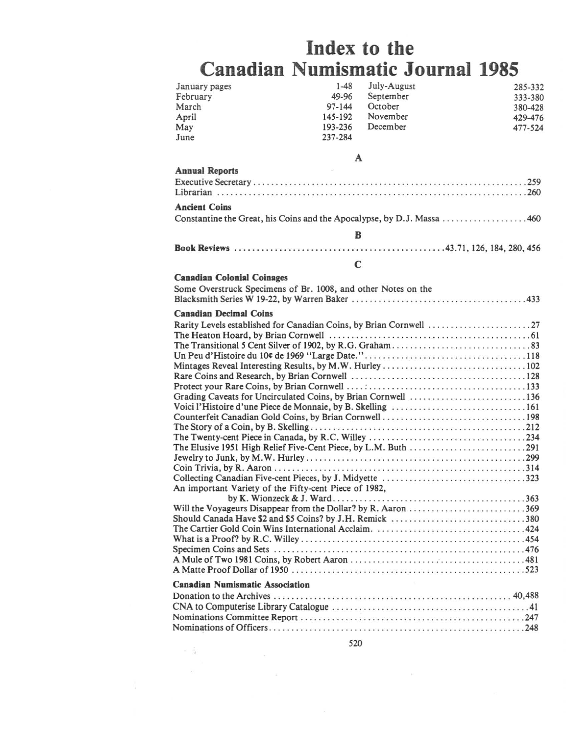# Index to the Canadian Numismatic Journal 1985

| | | | |
|---|---|---|---|
| January pages | 1-48 | July-August | 285-332 |
| February | 49-96 | September | 333-380 |
| March | 97-144 | October | 380-428 |
| April | 145-192 | November | 429-476 |
| May | 193-236 | December | 477-524 |
| June | 237-284 | | |

## A

**Annual Reports**

Executive Secretary . . . . . . . . . . 259
Librarian . . . . . . . . . . 260

**Ancient Coins**

Constantine the Great, his Coins and the Apocalypse, by D.J. Massa . . . . . . . . . . 460

## B

**Book Reviews** . . . . . . . . . . 43.71, 126, 184, 280, 456

## C

**Canadian Colonial Coinages**

Some Overstruck Specimens of Br. 1008, and other Notes on the Blacksmith Series W 19-22, by Warren Baker . . . . . . . . . . 433

**Canadian Decimal Coins**

Rarity Levels established for Canadian Coins, by Brian Cornwell . . . . . . . . . . 27
The Heaton Hoard, by Brian Cornwell . . . . . . . . . . 61
The Transitional 5 Cent Silver of 1902, by R.G. Graham . . . . . . . . . . 83
Un Peu d'Histoire du 10¢ de 1969 "Large Date." . . . . . . . . . . 118
Mintages Reveal Interesting Results, by M.W. Hurley . . . . . . . . . . 102
Rare Coins and Research, by Brian Cornwell . . . . . . . . . . 128
Protect your Rare Coins, by Brian Cornwell . . . . . . . . . . 133
Grading Caveats for Uncirculated Coins, by Brian Cornwell . . . . . . . . . . 136
Voici l'Histoire d'une Piece de Monnaie, by B. Skelling . . . . . . . . . . 161
Counterfeit Canadian Gold Coins, by Brian Cornwell . . . . . . . . . . 198
The Story of a Coin, by B. Skelling . . . . . . . . . . 212
The Twenty-cent Piece in Canada, by R.C. Willey . . . . . . . . . . 234
The Elusive 1951 High Relief Five-Cent Piece, by L.M. Buth . . . . . . . . . . 291
Jewelry to Junk, by M.W. Hurley . . . . . . . . . . 299
Coin Trivia, by R. Aaron . . . . . . . . . . 314
Collecting Canadian Five-cent Pieces, by J. Midyette . . . . . . . . . . 323
An important Variety of the Fifty-cent Piece of 1982, by K. Wionzeck & J. Ward . . . . . . . . . . 363
Will the Voyageurs Disappear from the Dollar? by R. Aaron . . . . . . . . . . 369
Should Canada Have $2 and $5 Coins? by J.H. Remick . . . . . . . . . . 380
The Cartier Gold Coin Wins International Acclaim . . . . . . . . . . 424
What is a Proof? by R.C. Willey . . . . . . . . . . 454
Specimen Coins and Sets . . . . . . . . . . 476
A Mule of Two 1981 Coins, by Robert Aaron . . . . . . . . . . 481
A Matte Proof Dollar of 1950 . . . . . . . . . . 523

**Canadian Numismatic Association**

Donation to the Archives . . . . . . . . . . 40,488
CNA to Computerise Library Catalogue . . . . . . . . . . 41
Nominations Committee Report . . . . . . . . . . 247
Nominations of Officers . . . . . . . . . . 248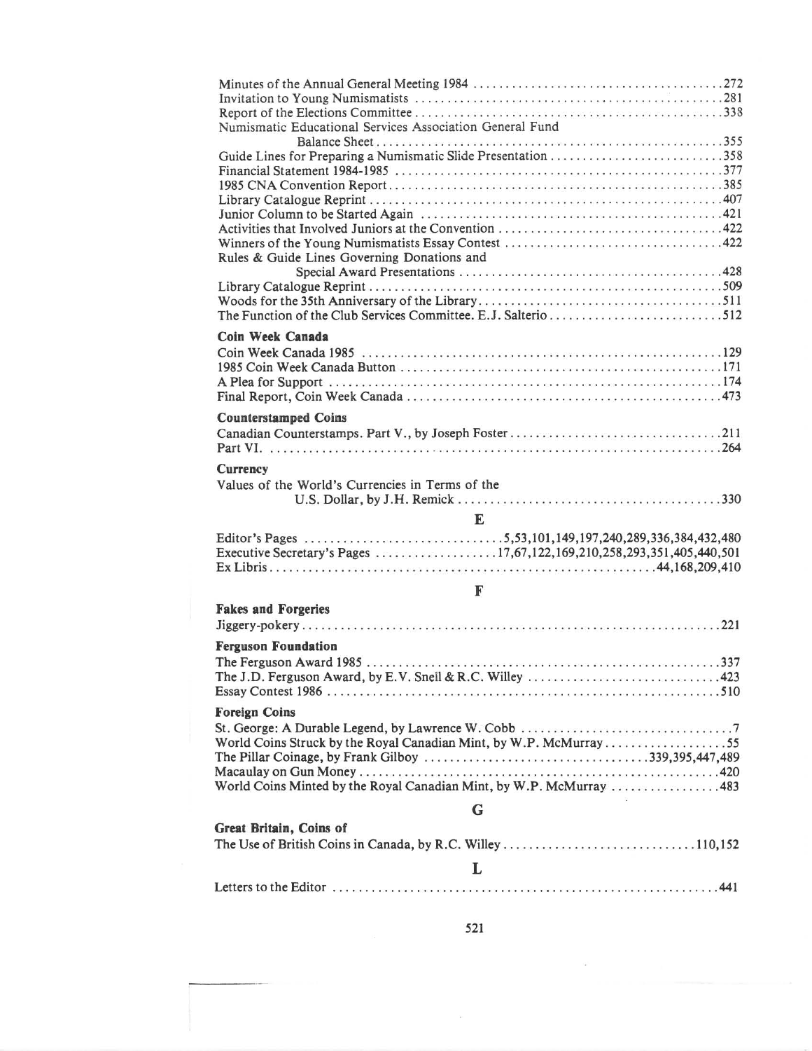Minutes of the Annual General Meeting 1984 .......................................272
Invitation to Young Numismatists .......................................281
Report of the Elections Committee .......................................338
Numismatic Educational Services Association General Fund
Balance Sheet .......................................355
Guide Lines for Preparing a Numismatic Slide Presentation .......................................358
Financial Statement 1984-1985 .......................................377
1985 CNA Convention Report .......................................385
Library Catalogue Reprint .......................................407
Junior Column to be Started Again .......................................421
Activities that Involved Juniors at the Convention .......................................422
Winners of the Young Numismatists Essay Contest .......................................422
Rules & Guide Lines Governing Donations and
Special Award Presentations .......................................428
Library Catalogue Reprint .......................................509
Woods for the 35th Anniversary of the Library .......................................511
The Function of the Club Services Committee. E.J. Salterio .......................................512

**Coin Week Canada**

Coin Week Canada 1985 .......................................129
1985 Coin Week Canada Button .......................................171
A Plea for Support .......................................174
Final Report, Coin Week Canada .......................................473

**Counterstamped Coins**

Canadian Counterstamps. Part V., by Joseph Foster .......................................211
Part VI. .......................................264

**Currency**

Values of the World's Currencies in Terms of the
U.S. Dollar, by J.H. Remick .......................................330

## E

Editor's Pages .......................................5,53,101,149,197,240,289,336,384,432,480
Executive Secretary's Pages .......................................17,67,122,169,210,258,293,351,405,440,501
Ex Libris .......................................44,168,209,410

## F

**Fakes and Forgeries**

Jiggery-pokery .......................................221

**Ferguson Foundation**

The Ferguson Award 1985 .......................................337
The J.D. Ferguson Award, by E.V. Snell & R.C. Willey .......................................423
Essay Contest 1986 .......................................510

**Foreign Coins**

St. George: A Durable Legend, by Lawrence W. Cobb .......................................7
World Coins Struck by the Royal Canadian Mint, by W.P. McMurray .......................................55
The Pillar Coinage, by Frank Gilboy .......................................339,395,447,489
Macaulay on Gun Money .......................................420
World Coins Minted by the Royal Canadian Mint, by W.P. McMurray .......................................483

## G

**Great Britain, Coins of**

The Use of British Coins in Canada, by R.C. Willey .......................................110,152

## L

Letters to the Editor .......................................441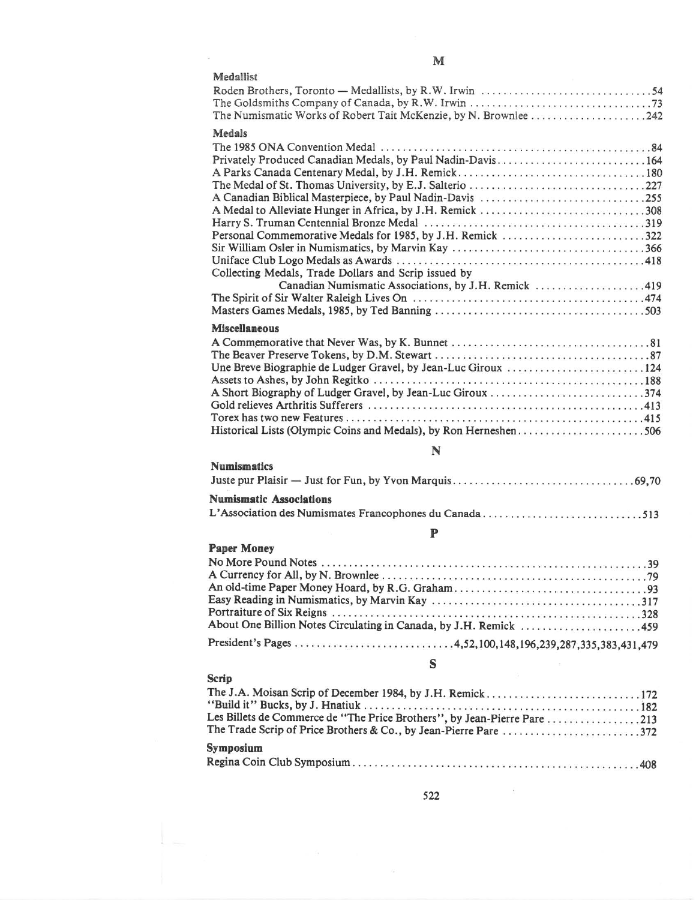## M

### Medallist

Roden Brothers, Toronto — Medallists, by R.W. Irwin ............................... 54
The Goldsmiths Company of Canada, by R.W. Irwin ................................. 73
The Numismatic Works of Robert Tait McKenzie, by N. Brownlee ..................... 242

### Medals

The 1985 ONA Convention Medal .................................................. 84
Privately Produced Canadian Medals, by Paul Nadin-Davis.......................... 164
A Parks Canada Centenary Medal, by J.H. Remick.................................. 180
The Medal of St. Thomas University, by E.J. Salterio ............................. 227
A Canadian Biblical Masterpiece, by Paul Nadin-Davis ............................ 255
A Medal to Alleviate Hunger in Africa, by J.H. Remick ............................ 308
Harry S. Truman Centennial Bronze Medal ......................................... 319
Personal Commemorative Medals for 1985, by J.H. Remick .......................... 322
Sir William Osler in Numismatics, by Marvin Kay .................................. 366
Uniface Club Logo Medals as Awards .............................................. 418
Collecting Medals, Trade Dollars and Scrip issued by
Canadian Numismatic Associations, by J.H. Remick ................................ 419
The Spirit of Sir Walter Raleigh Lives On ........................................ 474
Masters Games Medals, 1985, by Ted Banning ....................................... 503

### Miscellaneous

A Commemorative that Never Was, by K. Bunnet .................................... 81
The Beaver Preserve Tokens, by D.M. Stewart ...................................... 87
Une Breve Biographie de Ludger Gravel, by Jean-Luc Giroux ........................ 124
Assets to Ashes, by John Regitko ................................................ 188
A Short Biography of Ludger Gravel, by Jean-Luc Giroux ........................... 374
Gold relieves Arthritis Sufferers ............................................... 413
Torex has two new Features ...................................................... 415
Historical Lists (Olympic Coins and Medals), by Ron Herneshen.................... 506

## N

### Numismatics

Juste pur Plaisir — Just for Fun, by Yvon Marquis................................ 69,70

### Numismatic Associations

L'Association des Numismates Francophones du Canada.............................. 513

## P

### Paper Money

No More Pound Notes ............................................................ 39
A Currency for All, by N. Brownlee .............................................. 79
An old-time Paper Money Hoard, by R.G. Graham.................................... 93
Easy Reading in Numismatics, by Marvin Kay ...................................... 317
Portraiture of Six Reigns ....................................................... 328
About One Billion Notes Circulating in Canada, by J.H. Remick .................... 459

President's Pages ............................4,52,100,148,196,239,287,335,383,431,479

## S

### Scrip

The J.A. Moisan Scrip of December 1984, by J.H. Remick............................ 172
"Build it" Bucks, by J. Hnatiuk .................................................. 182
Les Billets de Commerce de "The Price Brothers", by Jean-Pierre Pare ............. 213
The Trade Scrip of Price Brothers & Co., by Jean-Pierre Pare ..................... 372

### Symposium

Regina Coin Club Symposium....................................................... 408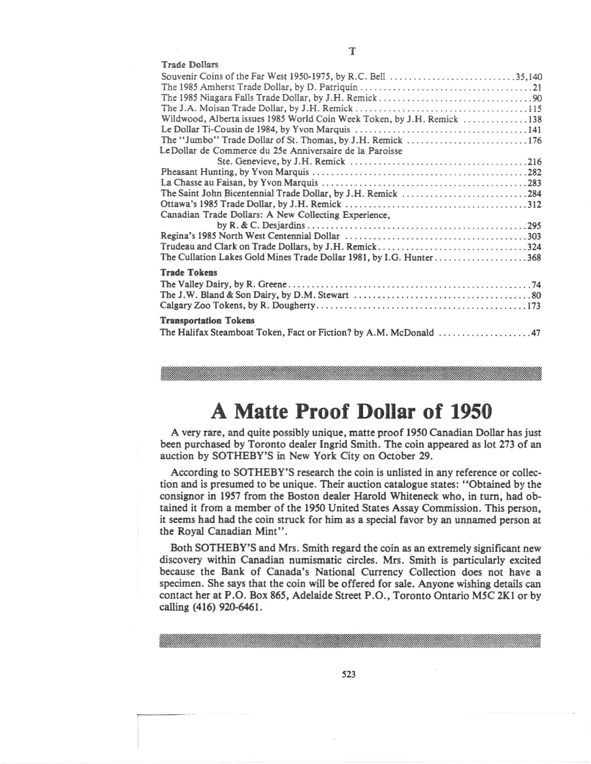T

**Trade Dollars**

Souvenir Coins of the Far West 1950-1975, by R.C. Bell ....................35,140
The 1985 Amherst Trade Dollar, by D. Patriquin ....................21
The 1985 Niagara Falls Trade Dollar, by J.H. Remick ....................90
The J.A. Moisan Trade Dollar, by J.H. Remick ....................115
Wildwood, Alberta issues 1985 World Coin Week Token, by J.H. Remick ....................138
Le Dollar Ti-Cousin de 1984, by Yvon Marquis ....................141
The "Jumbo" Trade Dollar of St. Thomas, by J.H. Remick ....................176
Le Dollar de Commerce du 25e Anniversaire de la Paroisse
Ste. Genevieve, by J.H. Remick ....................216
Pheasant Hunting, by Yvon Marquis ....................282
La Chasse au Faisan, by Yvon Marquis ....................283
The Saint John Bicentennial Trade Dollar, by J.H. Remick ....................284
Ottawa's 1985 Trade Dollar, by J.H. Remick ....................312
Canadian Trade Dollars: A New Collecting Experience,
by R. & C. Desjardins ....................295
Regina's 1985 North West Centennial Dollar ....................303
Trudeau and Clark on Trade Dollars, by J.H. Remick....................324
The Cullation Lakes Gold Mines Trade Dollar 1981, by I.G. Hunter....................368

**Trade Tokens**

The Valley Dairy, by R. Greene....................74
The J.W. Bland & Son Dairy, by D.M. Stewart ....................80
Calgary Zoo Tokens, by R. Dougherty....................173

**Transportation Tokens**

The Halifax Steamboat Token, Fact or Fiction? by A.M. McDonald ....................47

# A Matte Proof Dollar of 1950

A very rare, and quite possibly unique, matte proof 1950 Canadian Dollar has just been purchased by Toronto dealer Ingrid Smith. The coin appeared as lot 273 of an auction by SOTHEBY'S in New York City on October 29.

According to SOTHEBY'S research the coin is unlisted in any reference or collection and is presumed to be unique. Their auction catalogue states: "Obtained by the consignor in 1957 from the Boston dealer Harold Whiteneck who, in turn, had obtained it from a member of the 1950 United States Assay Commission. This person, it seems had had the coin struck for him as a special favor by an unnamed person at the Royal Canadian Mint".

Both SOTHEBY'S and Mrs. Smith regard the coin as an extremely significant new discovery within Canadian numismatic circles. Mrs. Smith is particularly excited because the Bank of Canada's National Currency Collection does not have a specimen. She says that the coin will be offered for sale. Anyone wishing details can contact her at P.O. Box 865, Adelaide Street P.O., Toronto Ontario M5C 2K1 or by calling (416) 920-6461.